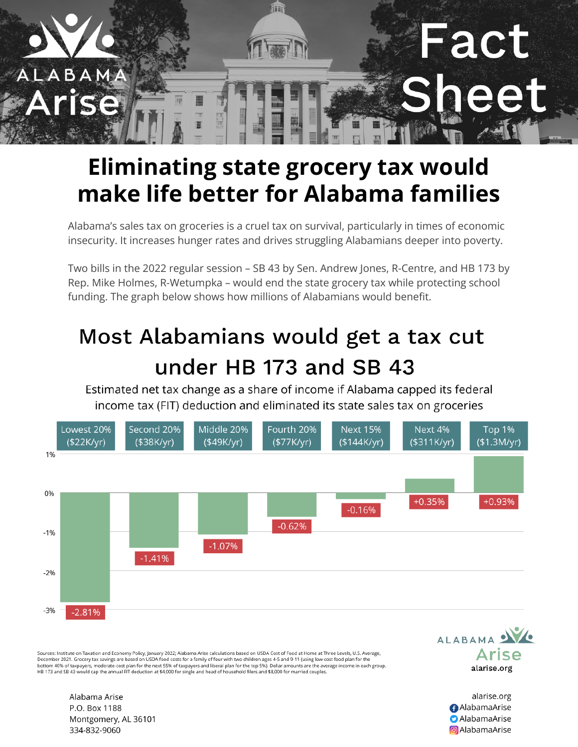ALABAMA Arise

# Fact Sheet

# Eliminating state grocery tax would make life better for Alabama families

Alabama's sales tax on groceries is a cruel tax on survival, particularly in times of economic insecurity. It increases hunger rates and drives struggling Alabamians deeper into poverty.

Two bills in the 2022 regular session – SB 43 by Sen. Andrew Jones, R-Centre, and HB 173 by Rep. Mike Holmes, R-Wetumpka – would end the state grocery tax while protecting school funding. The graph below shows how millions of Alabamians would benefit.

## Most Alabamians would get a tax cut under HB 173 and SB 43

Estimated net tax change as a share of income if Alabama capped its federal income tax (FIT) deduction and eliminated its state sales tax on groceries

| Income group | Net tax change |
|---|---|
| Lowest 20% ($22K/yr) | -2.81% |
| Second 20% ($38K/yr) | -1.41% |
| Middle 20% ($49K/yr) | -1.07% |
| Fourth 20% ($77K/yr) | -0.62% |
| Next 15% ($144K/yr) | -0.16% |
| Next 4% ($311K/yr) | +0.35% |
| Top 1% ($1.3M/yr) | +0.93% |

Sources: Institute on Taxation and Economy Policy, January 2022; Alabama Arise calculations based on USDA Cost of Food at Home at Three Levels, U.S. Average, December 2021. Grocery tax savings are based on USDA food costs for a family of four with two children ages 4-5 and 9-11 (using low-cost food plan for the bottom 40% of taxpayers, moderate-cost plan for the next 55% of taxpayers and liberal plan for the top 5%). Dollar amounts are the average income in each group. HB 173 and SB 43 would cap the annual FIT deduction at $4,000 for single and head of household filers and $8,000 for married couples.

ALABAMA Arise
alarise.org

Alabama Arise
P.O. Box 1188
Montgomery, AL 36101
334-832-9060

alarise.org
AlabamaArise
AlabamaArise
AlabamaArise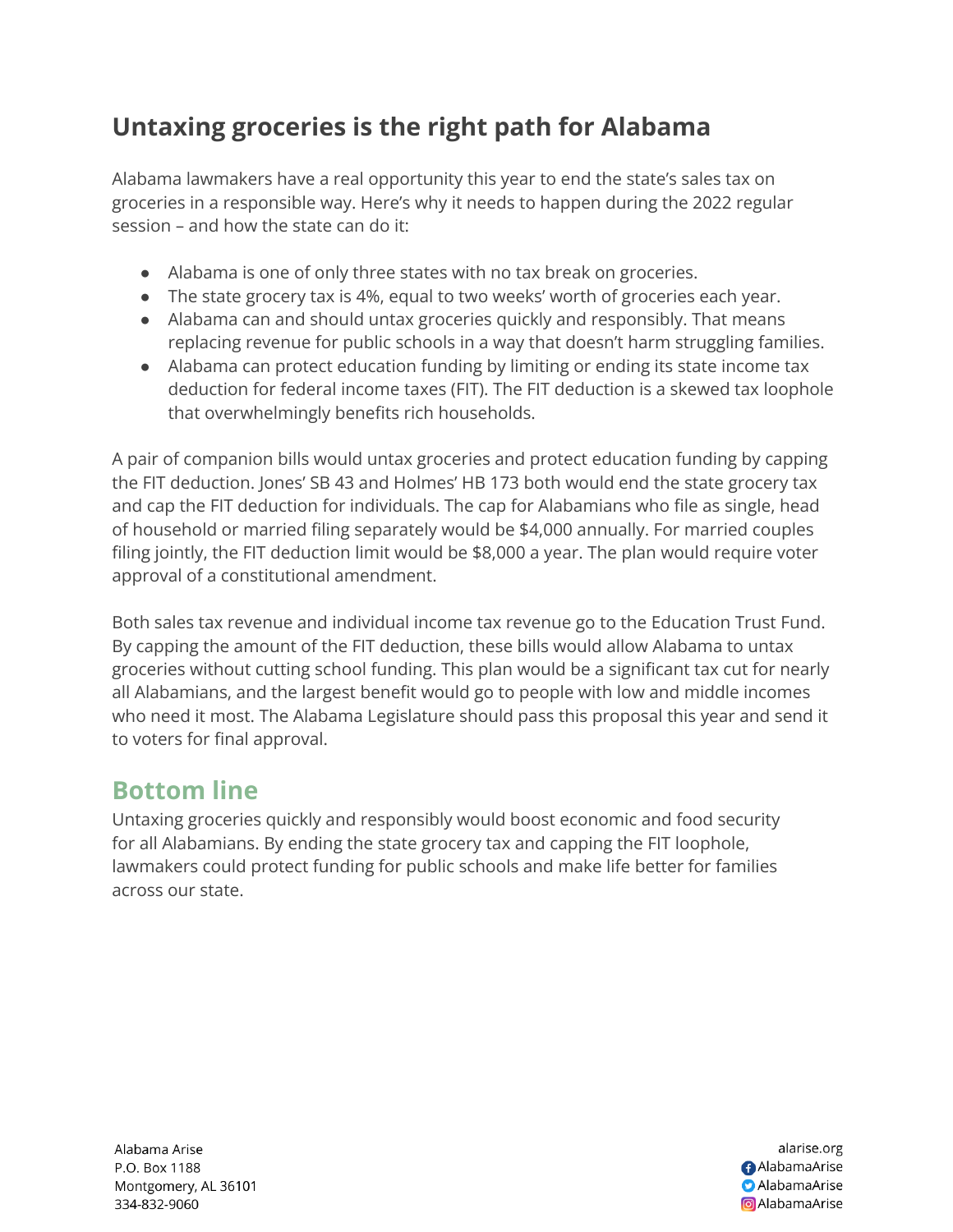## Untaxing groceries is the right path for Alabama

Alabama lawmakers have a real opportunity this year to end the state's sales tax on groceries in a responsible way. Here's why it needs to happen during the 2022 regular session – and how the state can do it:

- Alabama is one of only three states with no tax break on groceries.
- The state grocery tax is 4%, equal to two weeks' worth of groceries each year.
- Alabama can and should untax groceries quickly and responsibly. That means replacing revenue for public schools in a way that doesn't harm struggling families.
- Alabama can protect education funding by limiting or ending its state income tax deduction for federal income taxes (FIT). The FIT deduction is a skewed tax loophole that overwhelmingly benefits rich households.

A pair of companion bills would untax groceries and protect education funding by capping the FIT deduction. Jones' SB 43 and Holmes' HB 173 both would end the state grocery tax and cap the FIT deduction for individuals. The cap for Alabamians who file as single, head of household or married filing separately would be $4,000 annually. For married couples filing jointly, the FIT deduction limit would be $8,000 a year. The plan would require voter approval of a constitutional amendment.

Both sales tax revenue and individual income tax revenue go to the Education Trust Fund. By capping the amount of the FIT deduction, these bills would allow Alabama to untax groceries without cutting school funding. This plan would be a significant tax cut for nearly all Alabamians, and the largest benefit would go to people with low and middle incomes who need it most. The Alabama Legislature should pass this proposal this year and send it to voters for final approval.

## Bottom line

Untaxing groceries quickly and responsibly would boost economic and food security for all Alabamians. By ending the state grocery tax and capping the FIT loophole, lawmakers could protect funding for public schools and make life better for families across our state.